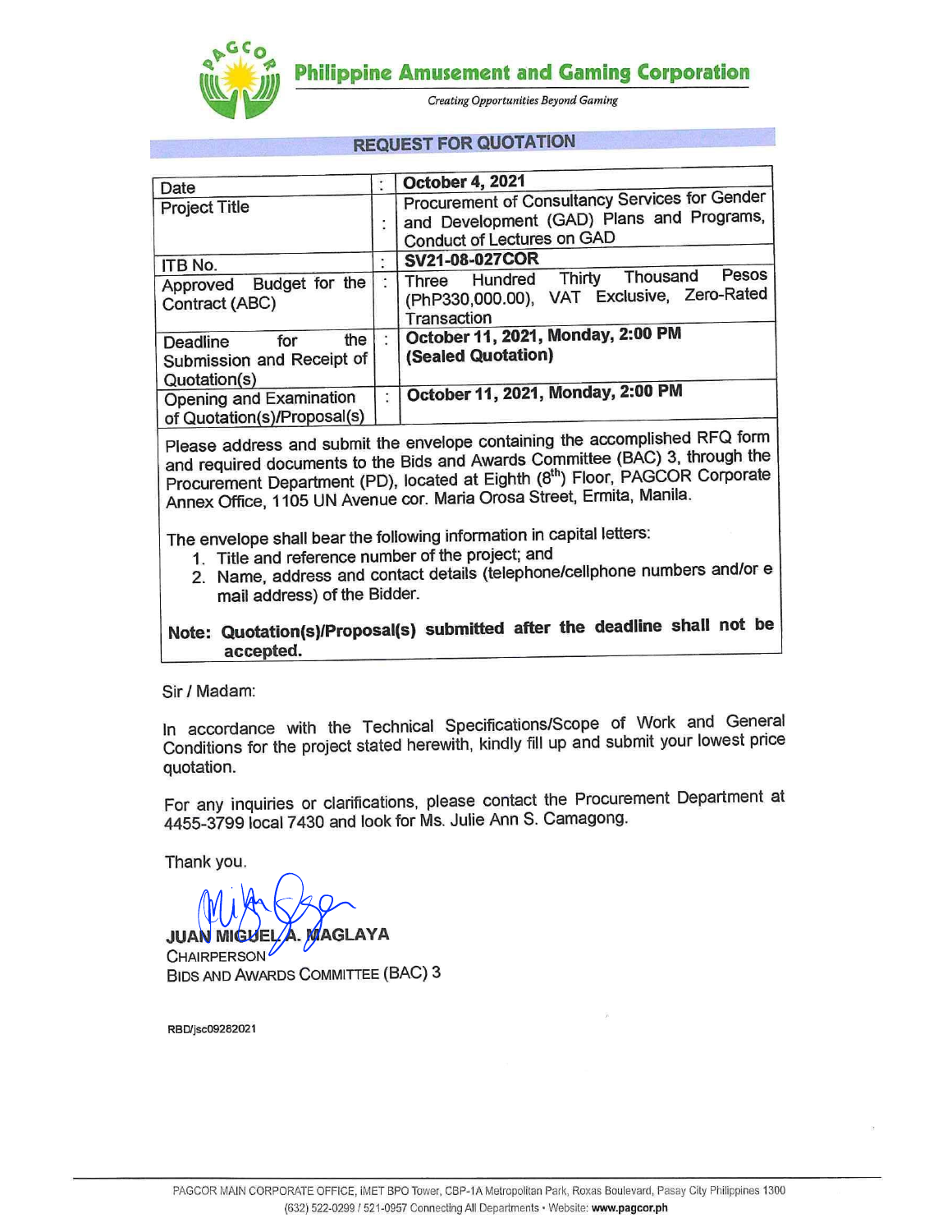**Philippine Amusement and Gaming Corporation**

*Creating Opportunities Beyond Gaming*

## REQUEST FOR QUOTATION

| | | |
|---|---|---|
| Date | : | **October 4, 2021** |
| Project Title | : | Procurement of Consultancy Services for Gender and Development (GAD) Plans and Programs, Conduct of Lectures on GAD |
| ITB No. | : | **SV21-08-027COR** |
| Approved Budget for the Contract (ABC) | : | Three Hundred Thirty Thousand Pesos (PhP330,000.00), VAT Exclusive, Zero-Rated Transaction |
| Deadline for the Submission and Receipt of Quotation(s) | : | **October 11, 2021, Monday, 2:00 PM (Sealed Quotation)** |
| Opening and Examination of Quotation(s)/Proposal(s) | : | **October 11, 2021, Monday, 2:00 PM** |

Please address and submit the envelope containing the accomplished RFQ form and required documents to the Bids and Awards Committee (BAC) 3, through the Procurement Department (PD), located at Eighth (8th) Floor, PAGCOR Corporate Annex Office, 1105 UN Avenue cor. Maria Orosa Street, Ermita, Manila.

The envelope shall bear the following information in capital letters:

1. Title and reference number of the project; and
2. Name, address and contact details (telephone/cellphone numbers and/or e mail address) of the Bidder.

**Note: Quotation(s)/Proposal(s) submitted after the deadline shall not be accepted.**

Sir / Madam:

In accordance with the Technical Specifications/Scope of Work and General Conditions for the project stated herewith, kindly fill up and submit your lowest price quotation.

For any inquiries or clarifications, please contact the Procurement Department at 4455-3799 local 7430 and look for Ms. Julie Ann S. Camagong.

Thank you.

**JUAN MIGUEL A. MAGLAYA**
CHAIRPERSON
BIDS AND AWARDS COMMITTEE (BAC) 3

RBD/jsc09282021

PAGCOR MAIN CORPORATE OFFICE, IMET BPO Tower, CBP-1A Metropolitan Park, Roxas Boulevard, Pasay City Philippines 1300
(632) 522-0299 / 521-0957 Connecting All Departments • Website: **www.pagcor.ph**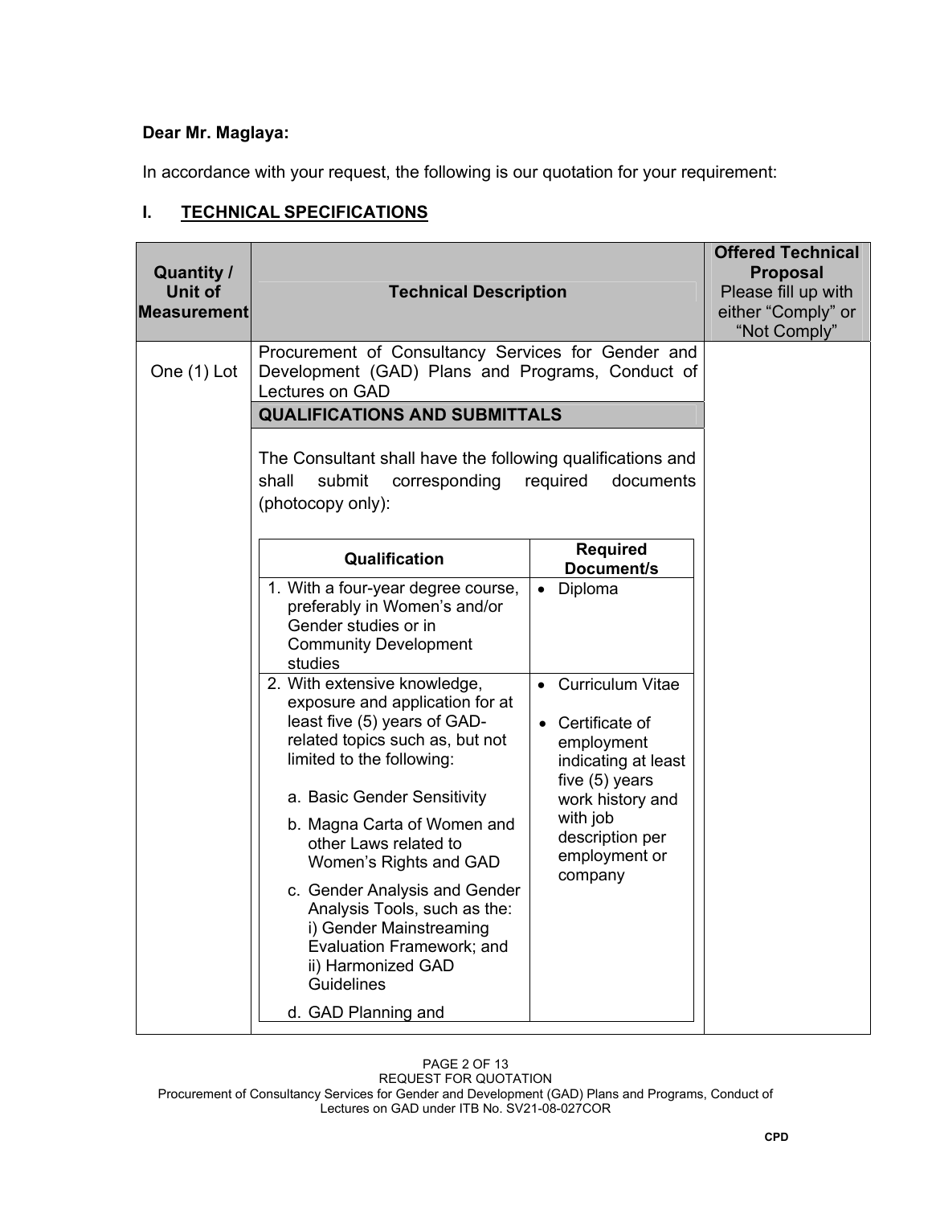**Dear Mr. Maglaya:**

In accordance with your request, the following is our quotation for your requirement:

## I. TECHNICAL SPECIFICATIONS

| Quantity / Unit of Measurement | Technical Description | Offered Technical Proposal Please fill up with either "Comply" or "Not Comply" |
|---|---|---|
| One (1) Lot | Procurement of Consultancy Services for Gender and Development (GAD) Plans and Programs, Conduct of Lectures on GAD | |
| | **QUALIFICATIONS AND SUBMITTALS** | |
| | The Consultant shall have the following qualifications and shall submit corresponding required documents (photocopy only): | |

| Qualification | Required Document/s |
|---|---|
| 1. With a four-year degree course, preferably in Women's and/or Gender studies or in Community Development studies | • Diploma |
| 2. With extensive knowledge, exposure and application for at least five (5) years of GAD-related topics such as, but not limited to the following:<br><br>a. Basic Gender Sensitivity<br>b. Magna Carta of Women and other Laws related to Women's Rights and GAD<br>c. Gender Analysis and Gender Analysis Tools, such as the: i) Gender Mainstreaming Evaluation Framework; and ii) Harmonized GAD Guidelines<br>d. GAD Planning and | • Curriculum Vitae<br>• Certificate of employment indicating at least five (5) years work history and with job description per employment or company |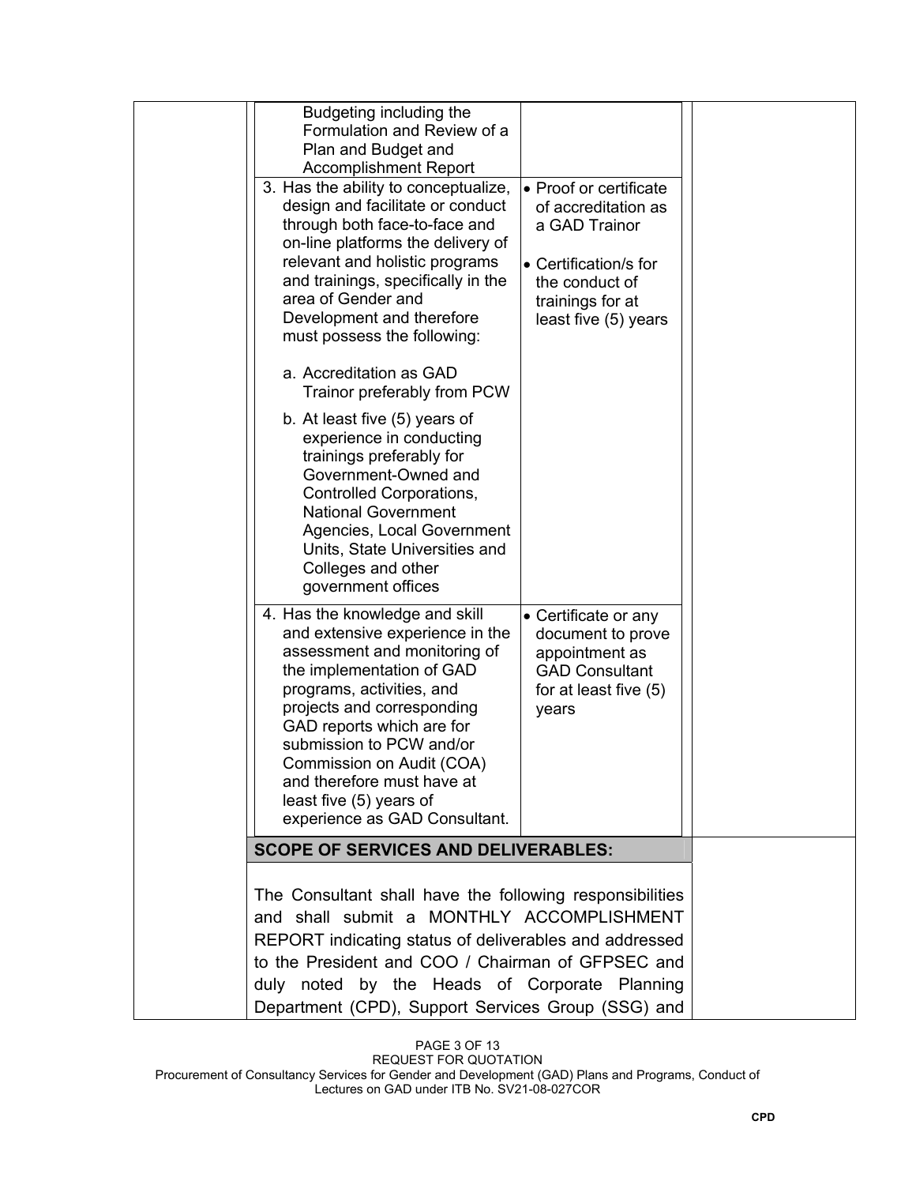| Qualifications | Documentary Requirements |
|---|---|
| Budgeting including the Formulation and Review of a Plan and Budget and Accomplishment Report | |
| 3. Has the ability to conceptualize, design and facilitate or conduct through both face-to-face and on-line platforms the delivery of relevant and holistic programs and trainings, specifically in the area of Gender and Development and therefore must possess the following:<br><br>a. Accreditation as GAD Trainor preferably from PCW<br><br>b. At least five (5) years of experience in conducting trainings preferably for Government-Owned and Controlled Corporations, National Government Agencies, Local Government Units, State Universities and Colleges and other government offices | • Proof or certificate of accreditation as a GAD Trainor<br><br>• Certification/s for the conduct of trainings for at least five (5) years |
| 4. Has the knowledge and skill and extensive experience in the assessment and monitoring of the implementation of GAD programs, activities, and projects and corresponding GAD reports which are for submission to PCW and/or Commission on Audit (COA) and therefore must have at least five (5) years of experience as GAD Consultant. | • Certificate or any document to prove appointment as GAD Consultant for at least five (5) years |

**SCOPE OF SERVICES AND DELIVERABLES:**

The Consultant shall have the following responsibilities and shall submit a MONTHLY ACCOMPLISHMENT REPORT indicating status of deliverables and addressed to the President and COO / Chairman of GFPSEC and duly noted by the Heads of Corporate Planning Department (CPD), Support Services Group (SSG) and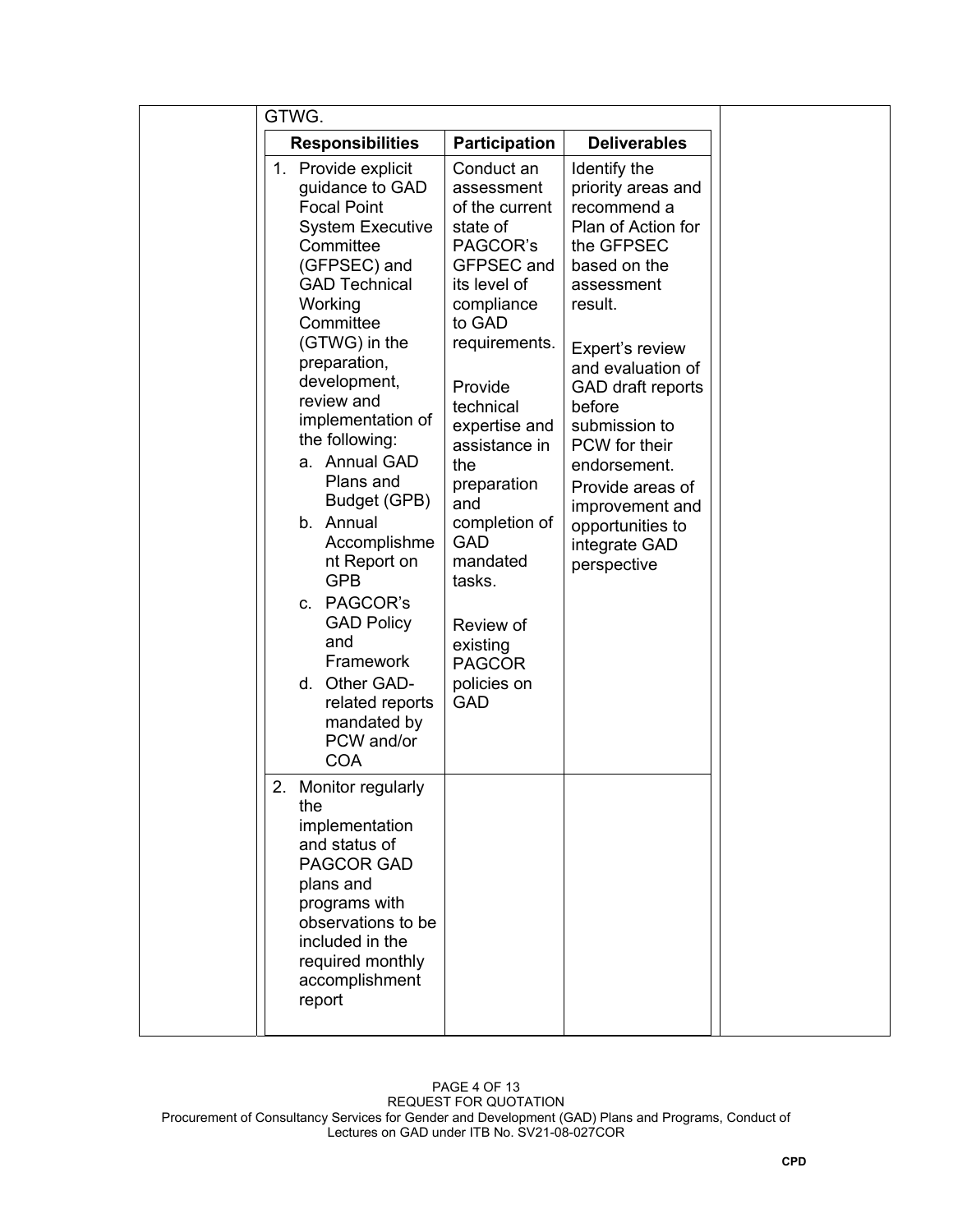GTWG.

| Responsibilities | Participation | Deliverables |
|---|---|---|
| 1. Provide explicit guidance to GAD Focal Point System Executive Committee (GFPSEC) and GAD Technical Working Committee (GTWG) in the preparation, development, review and implementation of the following:<br>a. Annual GAD Plans and Budget (GPB)<br>b. Annual Accomplishment Report on GPB<br>c. PAGCOR's GAD Policy and Framework<br>d. Other GAD-related reports mandated by PCW and/or COA | Conduct an assessment of the current state of PAGCOR's GFPSEC and its level of compliance to GAD requirements.<br><br>Provide technical expertise and assistance in the preparation and completion of GAD mandated tasks.<br><br>Review of existing PAGCOR policies on GAD | Identify the priority areas and recommend a Plan of Action for the GFPSEC based on the assessment result.<br><br>Expert's review and evaluation of GAD draft reports before submission to PCW for their endorsement.<br>Provide areas of improvement and opportunities to integrate GAD perspective |
| 2. Monitor regularly the implementation and status of PAGCOR GAD plans and programs with observations to be included in the required monthly accomplishment report | | |

REQUEST FOR QUOTATION
Procurement of Consultancy Services for Gender and Development (GAD) Plans and Programs, Conduct of Lectures on GAD under ITB No. SV21-08-027COR

CPD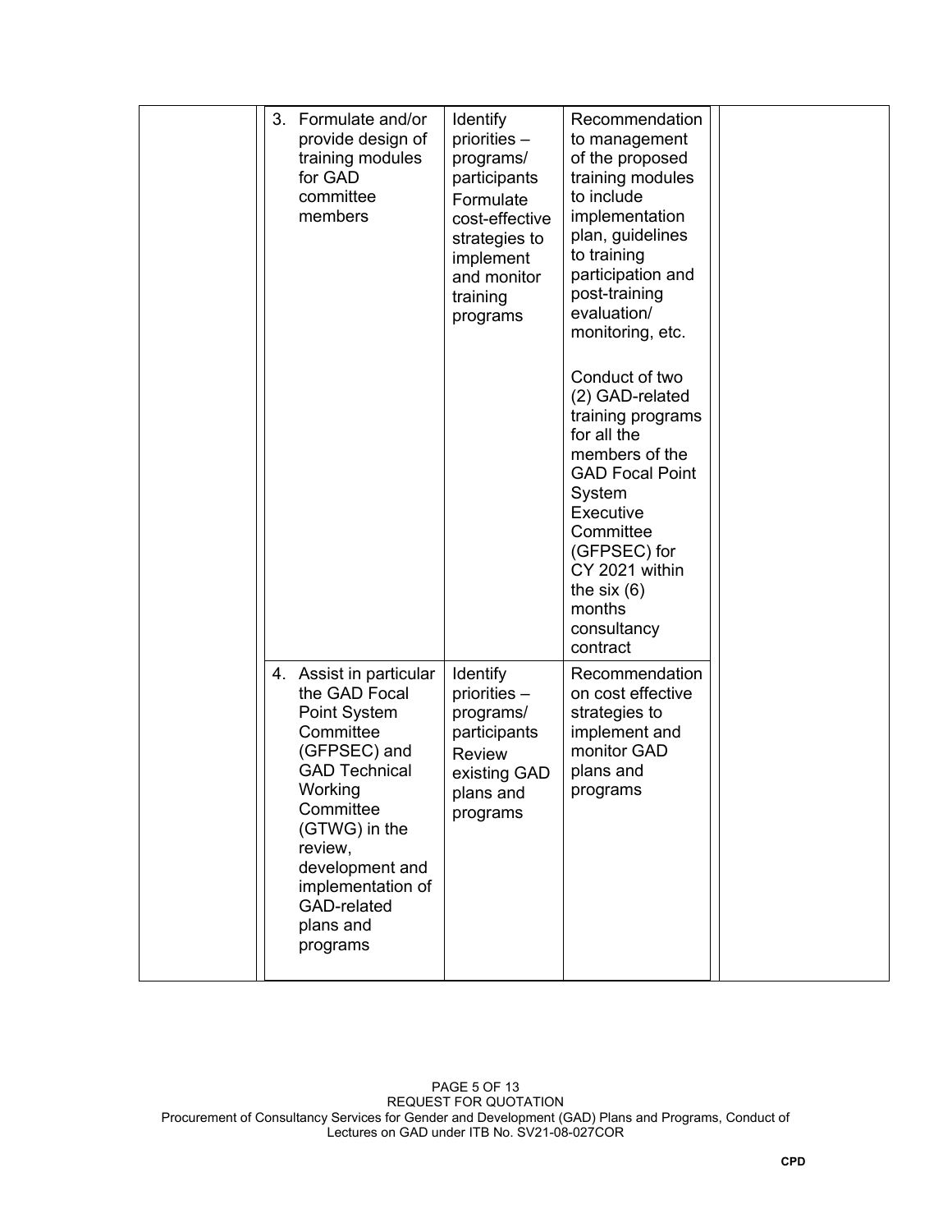| | | | | | |
|---|---|---|---|---|---|
| | 3. Formulate and/or provide design of training modules for GAD committee members | Identify priorities – programs/ participants<br>Formulate cost-effective strategies to implement and monitor training programs | Recommendation to management of the proposed training modules to include implementation plan, guidelines to training participation and post-training evaluation/ monitoring, etc.<br><br>Conduct of two (2) GAD-related training programs for all the members of the GAD Focal Point System Executive Committee (GFPSEC) for CY 2021 within the six (6) months consultancy contract | | |
| | 4. Assist in particular the GAD Focal Point System Committee (GFPSEC) and GAD Technical Working Committee (GTWG) in the review, development and implementation of GAD-related plans and programs | Identify priorities – programs/ participants<br>Review existing GAD plans and programs | Recommendation on cost effective strategies to implement and monitor GAD plans and programs | | |

REQUEST FOR QUOTATION
Procurement of Consultancy Services for Gender and Development (GAD) Plans and Programs, Conduct of Lectures on GAD under ITB No. SV21-08-027COR

CPD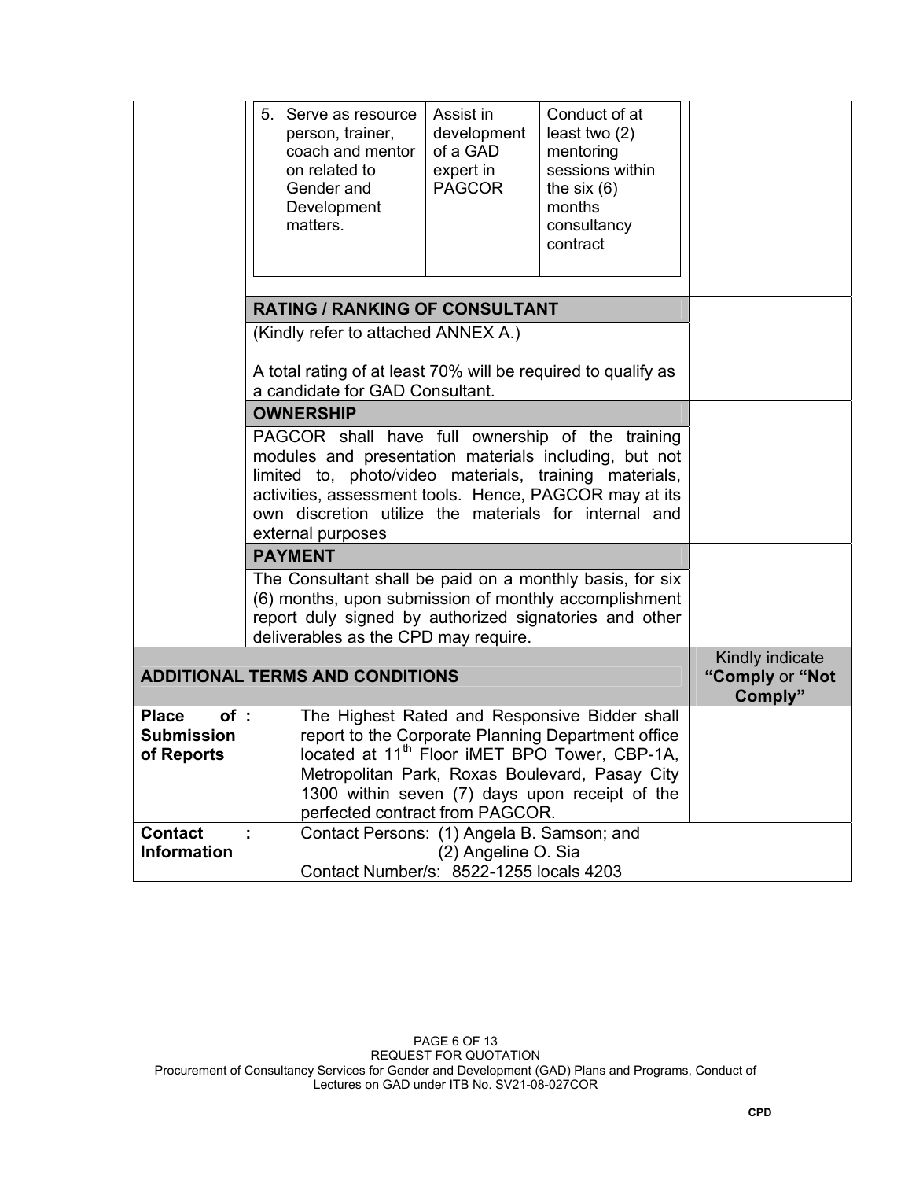| 5. Serve as resource person, trainer, coach and mentor on related to Gender and Development matters. | Assist in development of a GAD expert in PAGCOR | Conduct of at least two (2) mentoring sessions within the six (6) months consultancy contract |
|---|---|---|

**RATING / RANKING OF CONSULTANT**

(Kindly refer to attached ANNEX A.)

A total rating of at least 70% will be required to qualify as a candidate for GAD Consultant.

**OWNERSHIP**

PAGCOR shall have full ownership of the training modules and presentation materials including, but not limited to, photo/video materials, training materials, activities, assessment tools. Hence, PAGCOR may at its own discretion utilize the materials for internal and external purposes

**PAYMENT**

The Consultant shall be paid on a monthly basis, for six (6) months, upon submission of monthly accomplishment report duly signed by authorized signatories and other deliverables as the CPD may require.

| ADDITIONAL TERMS AND CONDITIONS | | Kindly indicate **"Comply** or **"Not Comply"** |
|---|---|---|
| **Place of Submission of Reports** : | The Highest Rated and Responsive Bidder shall report to the Corporate Planning Department office located at 11th Floor iMET BPO Tower, CBP-1A, Metropolitan Park, Roxas Boulevard, Pasay City 1300 within seven (7) days upon receipt of the perfected contract from PAGCOR. | |
| **Contact Information** : | Contact Persons: (1) Angela B. Samson; and (2) Angeline O. Sia<br>Contact Number/s: 8522-1255 locals 4203 | |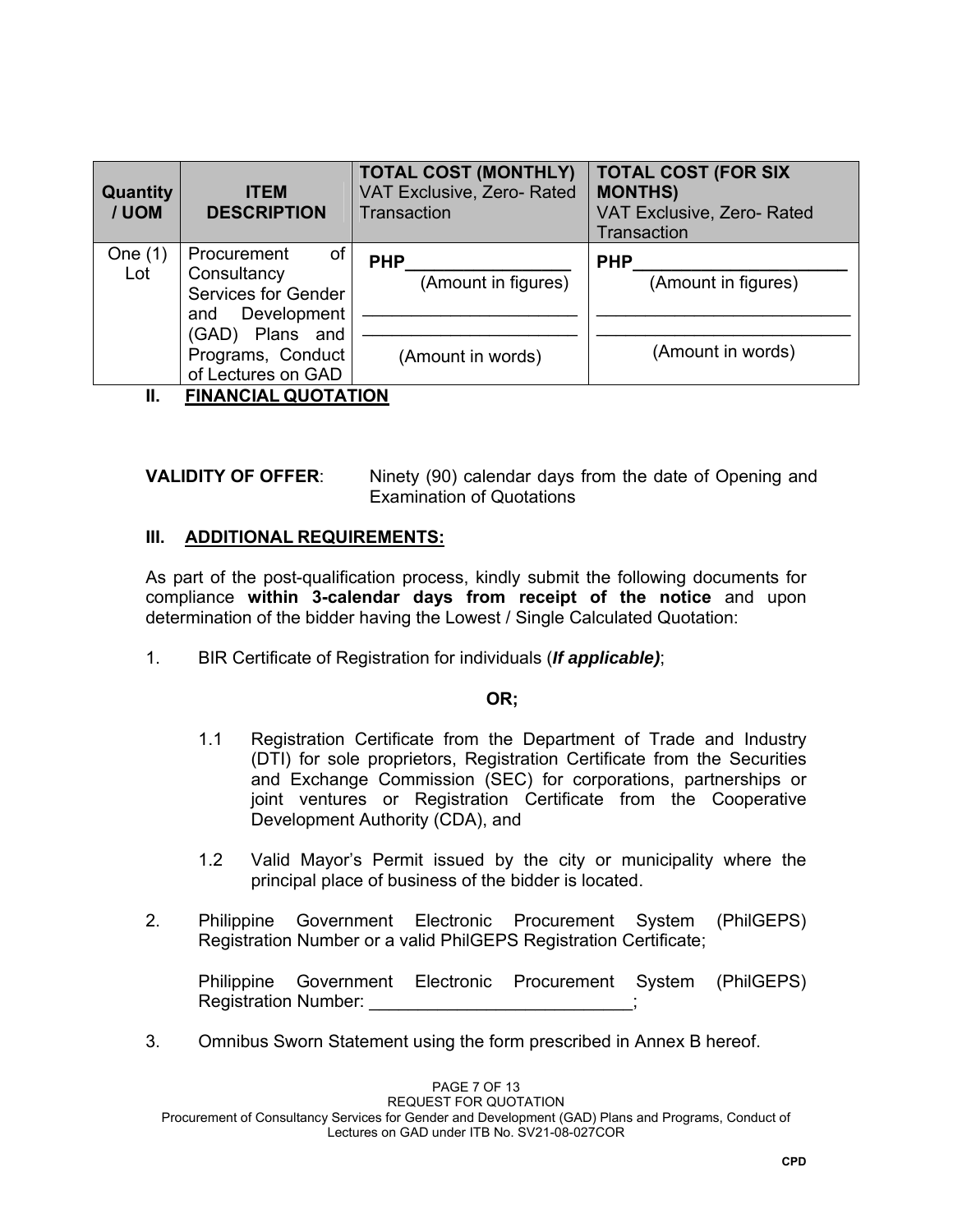| Quantity / UOM | ITEM DESCRIPTION | **TOTAL COST (MONTHLY)** VAT Exclusive, Zero- Rated Transaction | **TOTAL COST (FOR SIX MONTHS)** VAT Exclusive, Zero- Rated Transaction |
|---|---|---|---|
| One (1) Lot | Procurement of Consultancy Services for Gender and Development (GAD) Plans and Programs, Conduct of Lectures on GAD | **PHP**_______________ (Amount in figures) ____________________ ____________________ (Amount in words) | **PHP**____________________ (Amount in figures) ________________________ ________________________ (Amount in words) |

## II. FINANCIAL QUOTATION

**VALIDITY OF OFFER**: Ninety (90) calendar days from the date of Opening and Examination of Quotations

## III. ADDITIONAL REQUIREMENTS:

As part of the post-qualification process, kindly submit the following documents for compliance **within 3-calendar days from receipt of the notice** and upon determination of the bidder having the Lowest / Single Calculated Quotation:

1. BIR Certificate of Registration for individuals (***If applicable)***;

   **OR;**

   1.1 Registration Certificate from the Department of Trade and Industry (DTI) for sole proprietors, Registration Certificate from the Securities and Exchange Commission (SEC) for corporations, partnerships or joint ventures or Registration Certificate from the Cooperative Development Authority (CDA), and

   1.2 Valid Mayor's Permit issued by the city or municipality where the principal place of business of the bidder is located.

2. Philippine Government Electronic Procurement System (PhilGEPS) Registration Number or a valid PhilGEPS Registration Certificate;

   Philippine Government Electronic Procurement System (PhilGEPS) Registration Number: ___________________________;

3. Omnibus Sworn Statement using the form prescribed in Annex B hereof.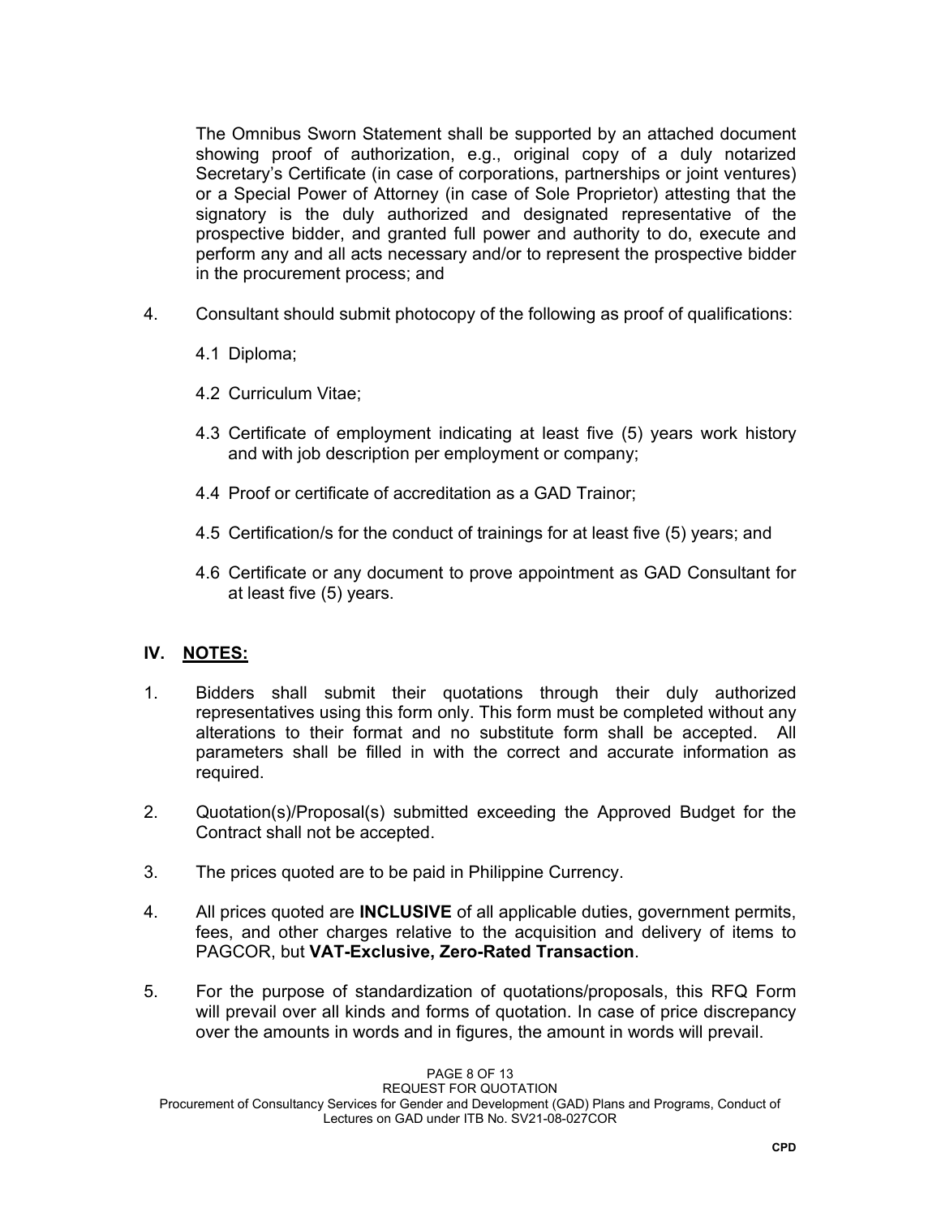The Omnibus Sworn Statement shall be supported by an attached document showing proof of authorization, e.g., original copy of a duly notarized Secretary's Certificate (in case of corporations, partnerships or joint ventures) or a Special Power of Attorney (in case of Sole Proprietor) attesting that the signatory is the duly authorized and designated representative of the prospective bidder, and granted full power and authority to do, execute and perform any and all acts necessary and/or to represent the prospective bidder in the procurement process; and

4. Consultant should submit photocopy of the following as proof of qualifications:

   4.1 Diploma;

   4.2 Curriculum Vitae;

   4.3 Certificate of employment indicating at least five (5) years work history and with job description per employment or company;

   4.4 Proof or certificate of accreditation as a GAD Trainor;

   4.5 Certification/s for the conduct of trainings for at least five (5) years; and

   4.6 Certificate or any document to prove appointment as GAD Consultant for at least five (5) years.

## IV. NOTES:

1. Bidders shall submit their quotations through their duly authorized representatives using this form only. This form must be completed without any alterations to their format and no substitute form shall be accepted. All parameters shall be filled in with the correct and accurate information as required.

2. Quotation(s)/Proposal(s) submitted exceeding the Approved Budget for the Contract shall not be accepted.

3. The prices quoted are to be paid in Philippine Currency.

4. All prices quoted are **INCLUSIVE** of all applicable duties, government permits, fees, and other charges relative to the acquisition and delivery of items to PAGCOR, but **VAT-Exclusive, Zero-Rated Transaction**.

5. For the purpose of standardization of quotations/proposals, this RFQ Form will prevail over all kinds and forms of quotation. In case of price discrepancy over the amounts in words and in figures, the amount in words will prevail.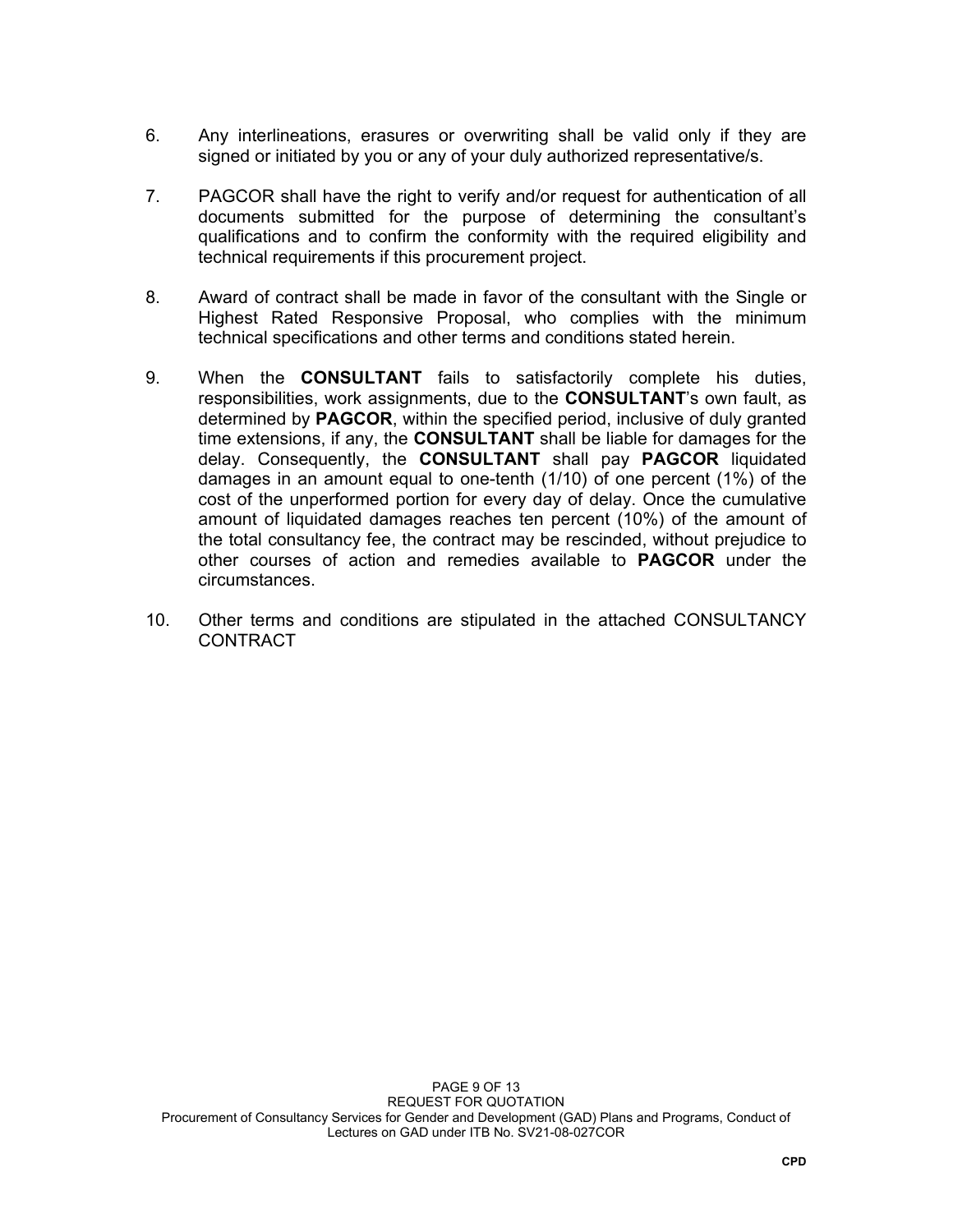6. Any interlineations, erasures or overwriting shall be valid only if they are signed or initiated by you or any of your duly authorized representative/s.

7. PAGCOR shall have the right to verify and/or request for authentication of all documents submitted for the purpose of determining the consultant's qualifications and to confirm the conformity with the required eligibility and technical requirements if this procurement project.

8. Award of contract shall be made in favor of the consultant with the Single or Highest Rated Responsive Proposal, who complies with the minimum technical specifications and other terms and conditions stated herein.

9. When the **CONSULTANT** fails to satisfactorily complete his duties, responsibilities, work assignments, due to the **CONSULTANT**'s own fault, as determined by **PAGCOR**, within the specified period, inclusive of duly granted time extensions, if any, the **CONSULTANT** shall be liable for damages for the delay. Consequently, the **CONSULTANT** shall pay **PAGCOR** liquidated damages in an amount equal to one-tenth (1/10) of one percent (1%) of the cost of the unperformed portion for every day of delay. Once the cumulative amount of liquidated damages reaches ten percent (10%) of the amount of the total consultancy fee, the contract may be rescinded, without prejudice to other courses of action and remedies available to **PAGCOR** under the circumstances.

10. Other terms and conditions are stipulated in the attached CONSULTANCY CONTRACT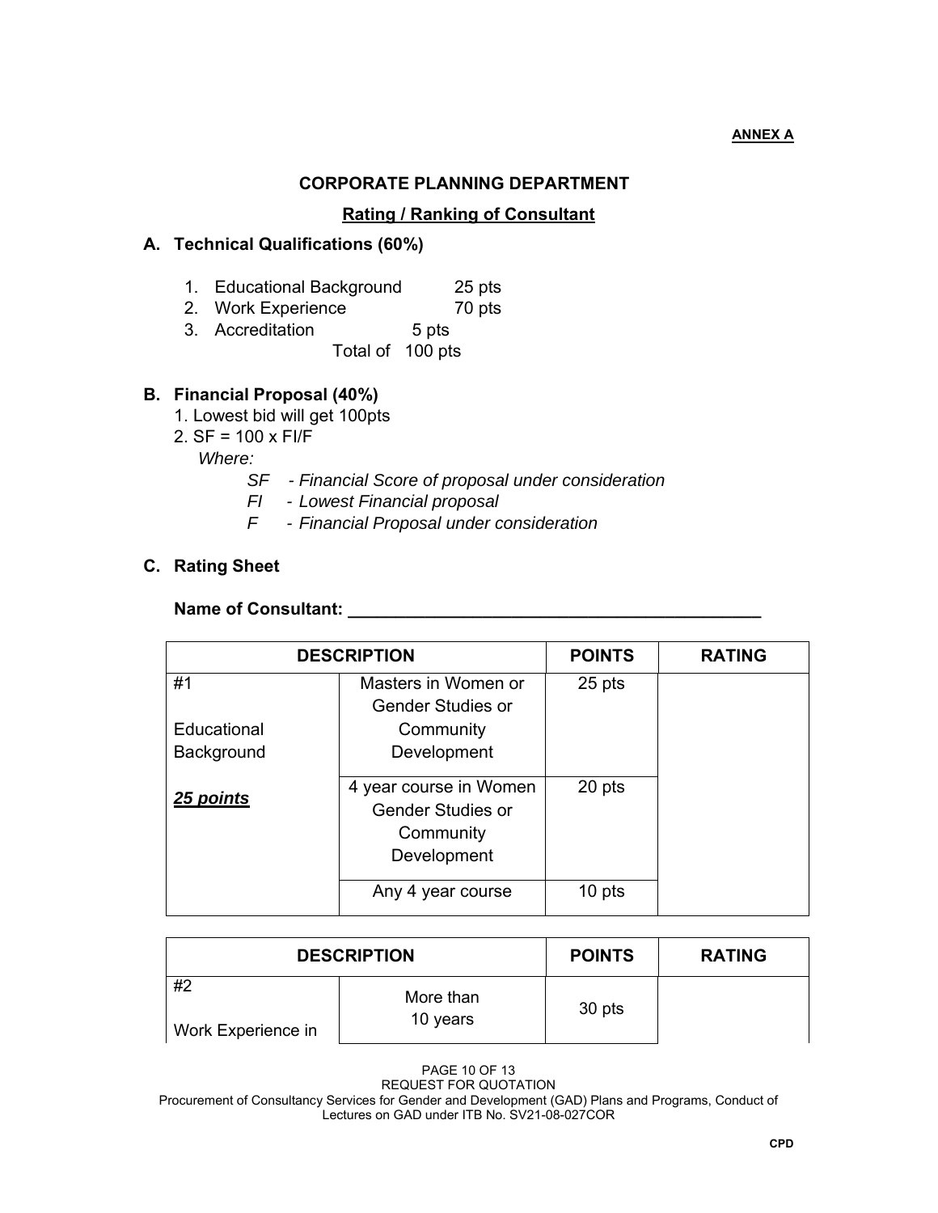**ANNEX A**

**CORPORATE PLANNING DEPARTMENT**

**Rating / Ranking of Consultant**

**A. Technical Qualifications (60%)**

1. Educational Background 25 pts
2. Work Experience 70 pts
3. Accreditation 5 pts

Total of 100 pts

**B. Financial Proposal (40%)**

1. Lowest bid will get 100pts
2. SF = 100 x FI/F

*Where:*

- *SF - Financial Score of proposal under consideration*
- *FI - Lowest Financial proposal*
- *F - Financial Proposal under consideration*

**C. Rating Sheet**

**Name of Consultant: ___________________________________________**

| DESCRIPTION | | POINTS | RATING |
|---|---|---|---|
| #1<br><br>Educational Background<br><br>***25 points*** | Masters in Women or Gender Studies or Community Development | 25 pts | |
| | 4 year course in Women Gender Studies or Community Development | 20 pts | |
| | Any 4 year course | 10 pts | |

| DESCRIPTION | | POINTS | RATING |
|---|---|---|---|
| #2<br><br>Work Experience in | More than 10 years | 30 pts | |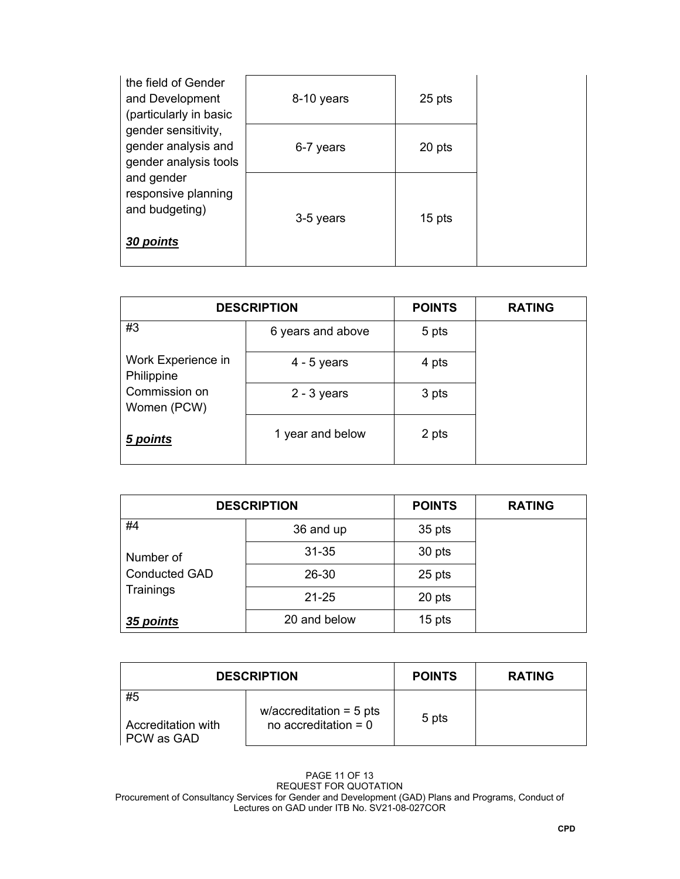| | | | |
|---|---|---|---|
| the field of Gender and Development (particularly in basic gender sensitivity, gender analysis and gender analysis tools and gender responsive planning and budgeting)<br><br>***30 points*** | 8-10 years | 25 pts | |
| | 6-7 years | 20 pts | |
| | 3-5 years | 15 pts | |

| DESCRIPTION | | POINTS | RATING |
|---|---|---|---|
| #3<br><br>Work Experience in Philippine Commission on Women (PCW)<br><br>***5 points*** | 6 years and above | 5 pts | |
| | 4 - 5 years | 4 pts | |
| | 2 - 3 years | 3 pts | |
| | 1 year and below | 2 pts | |

| DESCRIPTION | | POINTS | RATING |
|---|---|---|---|
| #4<br><br>Number of Conducted GAD Trainings<br><br>***35 points*** | 36 and up | 35 pts | |
| | 31-35 | 30 pts | |
| | 26-30 | 25 pts | |
| | 21-25 | 20 pts | |
| | 20 and below | 15 pts | |

| DESCRIPTION | | POINTS | RATING |
|---|---|---|---|
| #5<br><br>Accreditation with PCW as GAD | w/accreditation = 5 pts<br>no accreditation = 0 | 5 pts | |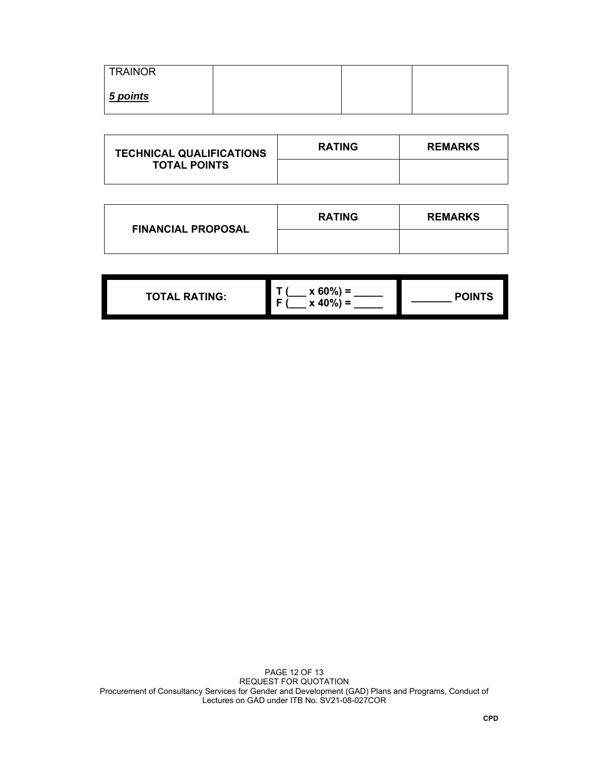| TRAINOR<br><br>***5 points*** | | | |
|---|---|---|---|

| **TECHNICAL QUALIFICATIONS TOTAL POINTS** | **RATING** | **REMARKS** |
|---|---|---|
| | | |

| **FINANCIAL PROPOSAL** | **RATING** | **REMARKS** |
|---|---|---|
| | | |

| **TOTAL RATING:** | **T (___ x 60%) = _____**<br>**F (___ x 40%) = _____** | **_______ POINTS** |
|---|---|---|

CPD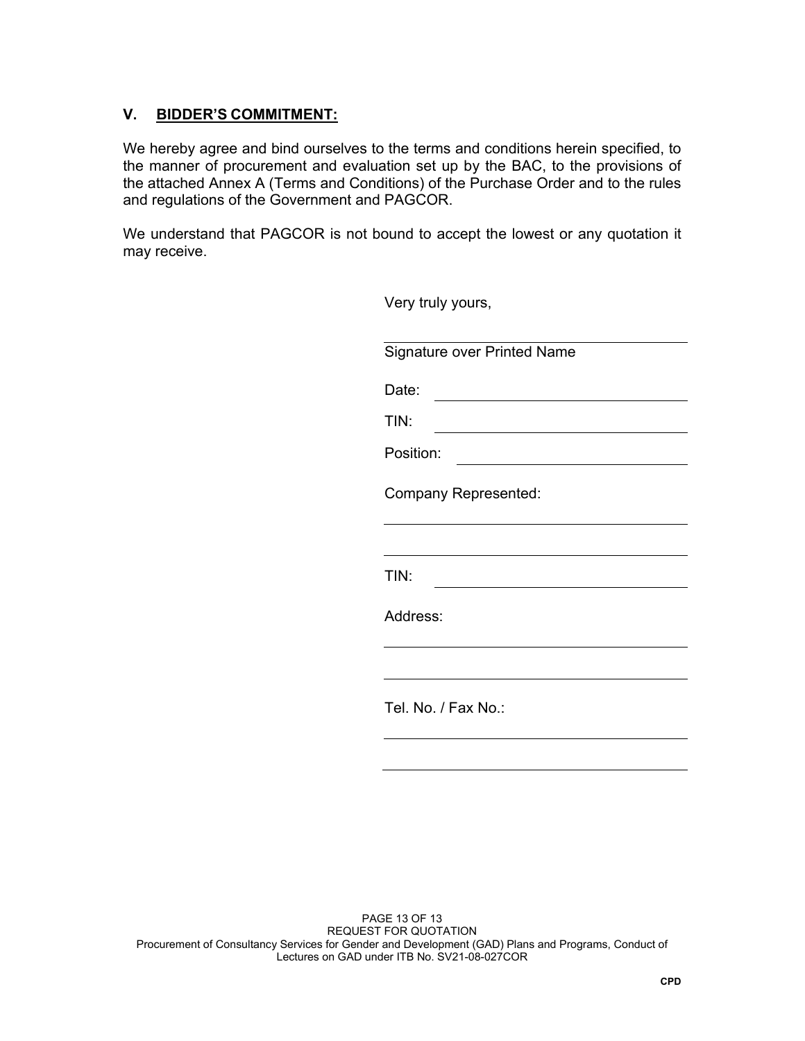## V. BIDDER'S COMMITMENT:

We hereby agree and bind ourselves to the terms and conditions herein specified, to the manner of procurement and evaluation set up by the BAC, to the provisions of the attached Annex A (Terms and Conditions) of the Purchase Order and to the rules and regulations of the Government and PAGCOR.

We understand that PAGCOR is not bound to accept the lowest or any quotation it may receive.

Very truly yours,

\_\_\_\_\_\_\_\_\_\_\_\_\_\_\_\_\_\_\_\_\_\_\_\_\_\_\_\_\_\_\_\_\_\_\_\_

Signature over Printed Name

Date: \_\_\_\_\_\_\_\_\_\_\_\_\_\_\_\_\_\_\_\_\_\_\_\_\_\_\_\_

TIN: \_\_\_\_\_\_\_\_\_\_\_\_\_\_\_\_\_\_\_\_\_\_\_\_\_\_\_\_

Position: \_\_\_\_\_\_\_\_\_\_\_\_\_\_\_\_\_\_\_\_\_\_\_\_\_\_

Company Represented:

\_\_\_\_\_\_\_\_\_\_\_\_\_\_\_\_\_\_\_\_\_\_\_\_\_\_\_\_\_\_\_\_\_\_\_\_

\_\_\_\_\_\_\_\_\_\_\_\_\_\_\_\_\_\_\_\_\_\_\_\_\_\_\_\_\_\_\_\_\_\_\_\_

TIN: \_\_\_\_\_\_\_\_\_\_\_\_\_\_\_\_\_\_\_\_\_\_\_\_\_\_\_\_

Address:

\_\_\_\_\_\_\_\_\_\_\_\_\_\_\_\_\_\_\_\_\_\_\_\_\_\_\_\_\_\_\_\_\_\_\_\_

\_\_\_\_\_\_\_\_\_\_\_\_\_\_\_\_\_\_\_\_\_\_\_\_\_\_\_\_\_\_\_\_\_\_\_\_

Tel. No. / Fax No.:

\_\_\_\_\_\_\_\_\_\_\_\_\_\_\_\_\_\_\_\_\_\_\_\_\_\_\_\_\_\_\_\_\_\_\_\_

\_\_\_\_\_\_\_\_\_\_\_\_\_\_\_\_\_\_\_\_\_\_\_\_\_\_\_\_\_\_\_\_\_\_\_\_